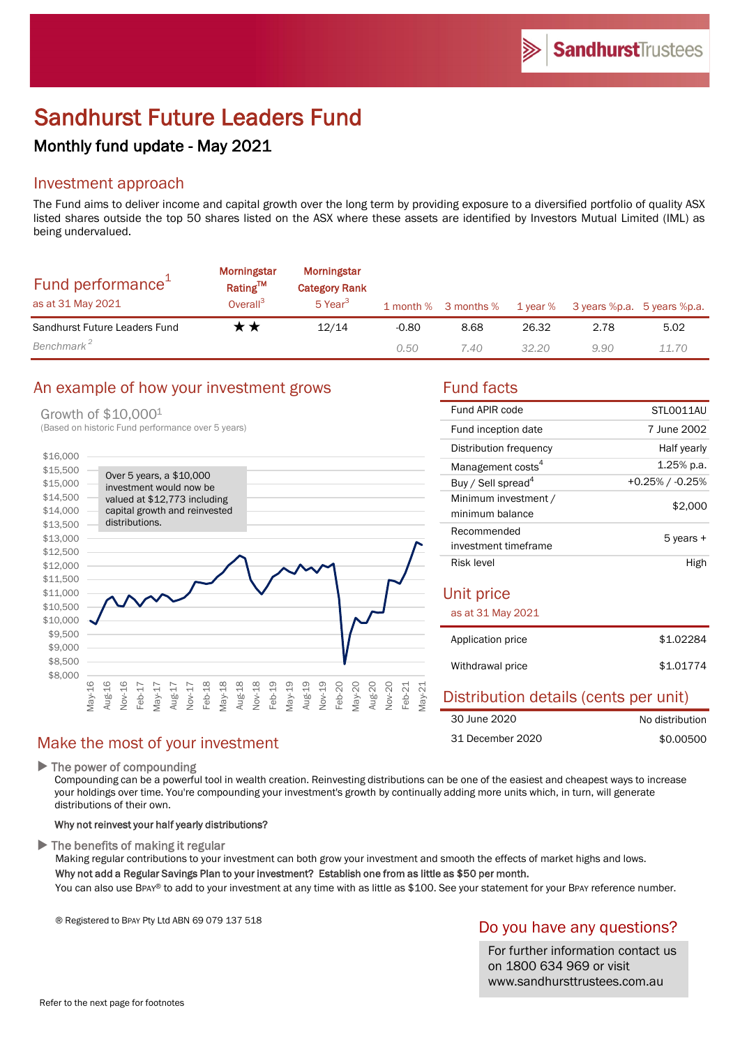# Sandhurst Future Leaders Fund

## Monthly fund update - May 2021

## Investment approach

The Fund aims to deliver income and capital growth over the long term by providing exposure to a diversified portfolio of quality ASX listed shares outside the top 50 shares listed on the ASX where these assets are identified by Investors Mutual Limited (IML) as being undervalued.

| Fund performance[1] as at 31 May 2021 | Morningstar Rating™ Overall[3] | Morningstar Category Rank 5 Year[3] | 1 month % | 3 months % | 1 year % | 3 years %p.a. | 5 years %p.a. |
|---|---|---|---|---|---|---|---|
| Sandhurst Future Leaders Fund | ★★ | 12/14 | -0.80 | 8.68 | 26.32 | 2.78 | 5.02 |
| *Benchmark[2]* | | | *0.50* | *7.40* | *32.20* | *9.90* | *11.70* |

## An example of how your investment grows

Growth of $10,000[1]
(Based on historic Fund performance over 5 years)

Over 5 years, a $10,000 investment would now be valued at $12,773 including capital growth and reinvested distributions.

## Fund facts

| | |
|---|---|
| Fund APIR code | STL0011AU |
| Fund inception date | 7 June 2002 |
| Distribution frequency | Half yearly |
| Management costs[4] | 1.25% p.a. |
| Buy / Sell spread[4] | +0.25% / -0.25% |
| Minimum investment / minimum balance | $2,000 |
| Recommended investment timeframe | 5 years + |
| Risk level | High |

## Unit price

as at 31 May 2021

| | |
|---|---|
| Application price | $1.02284 |
| Withdrawal price | $1.01774 |

## Distribution details (cents per unit)

| | |
|---|---|
| 30 June 2020 | No distribution |
| 31 December 2020 | $0.00500 |

## Make the most of your investment

▶ **The power of compounding**

Compounding can be a powerful tool in wealth creation. Reinvesting distributions can be one of the easiest and cheapest ways to increase your holdings over time. You're compounding your investment's growth by continually adding more units which, in turn, will generate distributions of their own.

**Why not reinvest your half yearly distributions?**

▶ **The benefits of making it regular**

Making regular contributions to your investment can both grow your investment and smooth the effects of market highs and lows.

**Why not add a Regular Savings Plan to your investment? Establish one from as little as $50 per month.**

You can also use BPAY® to add to your investment at any time with as little as $100. See your statement for your BPAY reference number.

® Registered to BPAY Pty Ltd ABN 69 079 137 518

## Do you have any questions?

For further information contact us on 1800 634 969 or visit www.sandhursttrustees.com.au

Refer to the next page for footnotes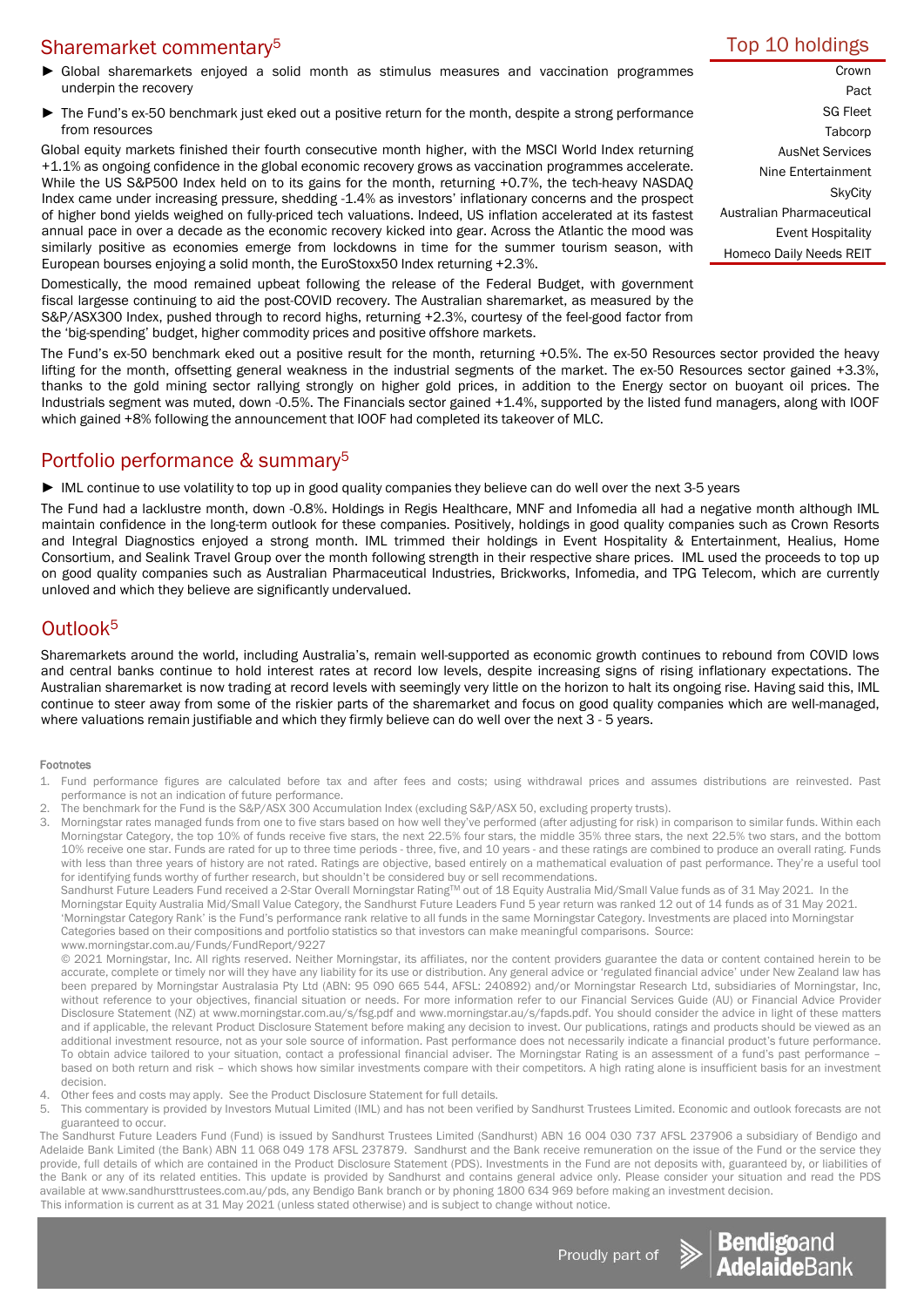## Sharemarket commentary[5]

- ► Global sharemarkets enjoyed a solid month as stimulus measures and vaccination programmes underpin the recovery
- ► The Fund's ex-50 benchmark just eked out a positive return for the month, despite a strong performance from resources

Global equity markets finished their fourth consecutive month higher, with the MSCI World Index returning +1.1% as ongoing confidence in the global economic recovery grows as vaccination programmes accelerate. While the US S&P500 Index held on to its gains for the month, returning +0.7%, the tech-heavy NASDAQ Index came under increasing pressure, shedding -1.4% as investors' inflationary concerns and the prospect of higher bond yields weighed on fully-priced tech valuations. Indeed, US inflation accelerated at its fastest annual pace in over a decade as the economic recovery kicked into gear. Across the Atlantic the mood was similarly positive as economies emerge from lockdowns in time for the summer tourism season, with European bourses enjoying a solid month, the EuroStoxx50 Index returning +2.3%.

Domestically, the mood remained upbeat following the release of the Federal Budget, with government fiscal largesse continuing to aid the post-COVID recovery. The Australian sharemarket, as measured by the S&P/ASX300 Index, pushed through to record highs, returning +2.3%, courtesy of the feel-good factor from the 'big-spending' budget, higher commodity prices and positive offshore markets.

The Fund's ex-50 benchmark eked out a positive result for the month, returning +0.5%. The ex-50 Resources sector provided the heavy lifting for the month, offsetting general weakness in the industrial segments of the market. The ex-50 Resources sector gained +3.3%, thanks to the gold mining sector rallying strongly on higher gold prices, in addition to the Energy sector on buoyant oil prices. The Industrials segment was muted, down -0.5%. The Financials sector gained +1.4%, supported by the listed fund managers, along with IOOF which gained +8% following the announcement that IOOF had completed its takeover of MLC.

## Top 10 holdings

Crown
Pact
SG Fleet
Tabcorp
AusNet Services
Nine Entertainment
SkyCity
Australian Pharmaceutical
Event Hospitality
Homeco Daily Needs REIT

## Portfolio performance & summary[5]

- ► IML continue to use volatility to top up in good quality companies they believe can do well over the next 3-5 years

The Fund had a lacklustre month, down -0.8%. Holdings in Regis Healthcare, MNF and Infomedia all had a negative month although IML maintain confidence in the long-term outlook for these companies. Positively, holdings in good quality companies such as Crown Resorts and Integral Diagnostics enjoyed a strong month. IML trimmed their holdings in Event Hospitality & Entertainment, Healius, Home Consortium, and Sealink Travel Group over the month following strength in their respective share prices. IML used the proceeds to top up on good quality companies such as Australian Pharmaceutical Industries, Brickworks, Infomedia, and TPG Telecom, which are currently unloved and which they believe are significantly undervalued.

## Outlook[5]

Sharemarkets around the world, including Australia's, remain well-supported as economic growth continues to rebound from COVID lows and central banks continue to hold interest rates at record low levels, despite increasing signs of rising inflationary expectations. The Australian sharemarket is now trading at record levels with seemingly very little on the horizon to halt its ongoing rise. Having said this, IML continue to steer away from some of the riskier parts of the sharemarket and focus on good quality companies which are well-managed, where valuations remain justifiable and which they firmly believe can do well over the next 3 - 5 years.

#### Footnotes

1. Fund performance figures are calculated before tax and after fees and costs; using withdrawal prices and assumes distributions are reinvested. Past performance is not an indication of future performance.
2. The benchmark for the Fund is the S&P/ASX 300 Accumulation Index (excluding S&P/ASX 50, excluding property trusts).
3. Morningstar rates managed funds from one to five stars based on how well they've performed (after adjusting for risk) in comparison to similar funds. Within each Morningstar Category, the top 10% of funds receive five stars, the next 22.5% four stars, the middle 35% three stars, the next 22.5% two stars, and the bottom 10% receive one star. Funds are rated for up to three time periods - three, five, and 10 years - and these ratings are combined to produce an overall rating. Funds with less than three years of history are not rated. Ratings are objective, based entirely on a mathematical evaluation of past performance. They're a useful tool for identifying funds worthy of further research, but shouldn't be considered buy or sell recommendations.
   Sandhurst Future Leaders Fund received a 2-Star Overall Morningstar Rating™ out of 18 Equity Australia Mid/Small Value funds as of 31 May 2021. In the Morningstar Equity Australia Mid/Small Value Category, the Sandhurst Future Leaders Fund 5 year return was ranked 12 out of 14 funds as of 31 May 2021. 'Morningstar Category Rank' is the Fund's performance rank relative to all funds in the same Morningstar Category. Investments are placed into Morningstar Categories based on their compositions and portfolio statistics so that investors can make meaningful comparisons. Source: www.morningstar.com.au/Funds/FundReport/9227
   © 2021 Morningstar, Inc. All rights reserved. Neither Morningstar, its affiliates, nor the content providers guarantee the data or content contained herein to be accurate, complete or timely nor will they have any liability for its use or distribution. Any general advice or 'regulated financial advice' under New Zealand law has been prepared by Morningstar Australasia Pty Ltd (ABN: 95 090 665 544, AFSL: 240892) and/or Morningstar Research Ltd, subsidiaries of Morningstar, Inc, without reference to your objectives, financial situation or needs. For more information refer to our Financial Services Guide (AU) or Financial Advice Provider Disclosure Statement (NZ) at www.morningstar.com.au/s/fsg.pdf and www.morningstar.au/s/fapds.pdf. You should consider the advice in light of these matters and if applicable, the relevant Product Disclosure Statement before making any decision to invest. Our publications, ratings and products should be viewed as an additional investment resource, not as your sole source of information. Past performance does not necessarily indicate a financial product's future performance. To obtain advice tailored to your situation, contact a professional financial adviser. The Morningstar Rating is an assessment of a fund's past performance – based on both return and risk – which shows how similar investments compare with their competitors. A high rating alone is insufficient basis for an investment decision.
4. Other fees and costs may apply. See the Product Disclosure Statement for full details.
5. This commentary is provided by Investors Mutual Limited (IML) and has not been verified by Sandhurst Trustees Limited. Economic and outlook forecasts are not guaranteed to occur.

The Sandhurst Future Leaders Fund (Fund) is issued by Sandhurst Trustees Limited (Sandhurst) ABN 16 004 030 737 AFSL 237906 a subsidiary of Bendigo and Adelaide Bank Limited (the Bank) ABN 11 068 049 178 AFSL 237879. Sandhurst and the Bank receive remuneration on the issue of the Fund or the service they provide, full details of which are contained in the Product Disclosure Statement (PDS). Investments in the Fund are not deposits with, guaranteed by, or liabilities of the Bank or any of its related entities. This update is provided by Sandhurst and contains general advice only. Please consider your situation and read the PDS available at www.sandhursttrustees.com.au/pds, any Bendigo Bank branch or by phoning 1800 634 969 before making an investment decision.
This information is current as at 31 May 2021 (unless stated otherwise) and is subject to change without notice.

Proudly part of Bendigo and Adelaide Bank